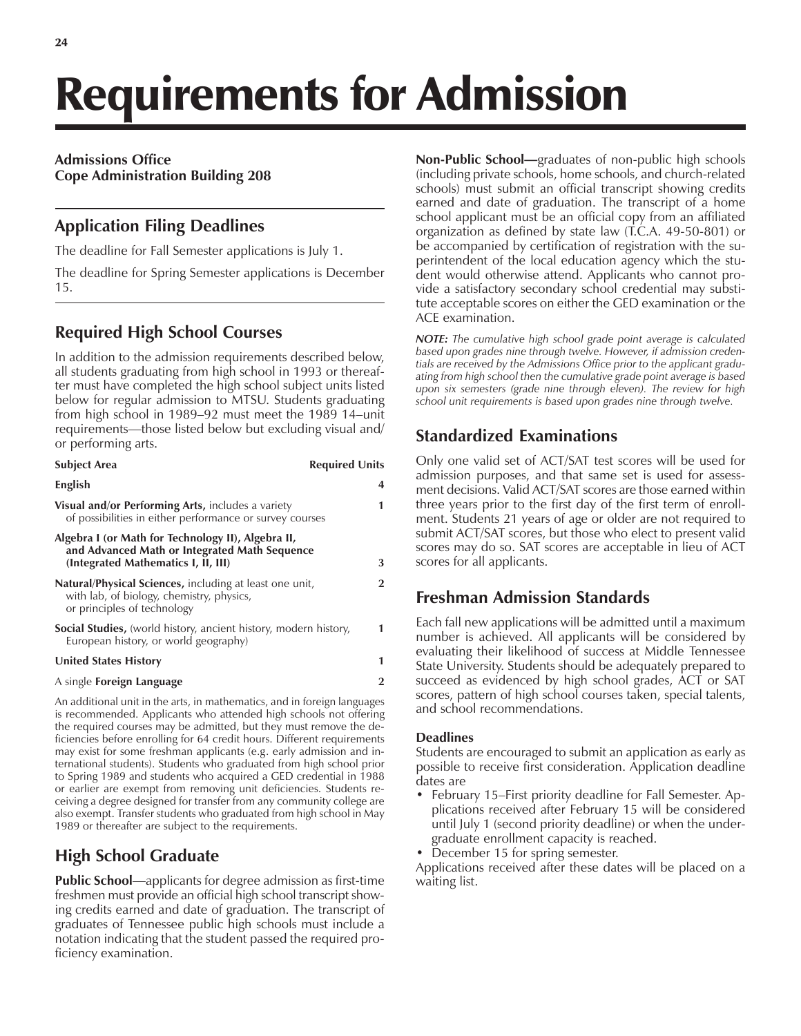# Requirements for Admission

**Admissions Office**
**Cope Administration Building 208**

## Application Filing Deadlines

The deadline for Fall Semester applications is July 1.

The deadline for Spring Semester applications is December 15.

## Required High School Courses

In addition to the admission requirements described below, all students graduating from high school in 1993 or thereafter must have completed the high school subject units listed below for regular admission to MTSU. Students graduating from high school in 1989–92 must meet the 1989 14–unit requirements—those listed below but excluding visual and/or performing arts.

| Subject Area | Required Units |
|---|---|
| **English** | 4 |
| **Visual and/or Performing Arts,** includes a variety of possibilities in either performance or survey courses | 1 |
| **Algebra I (or Math for Technology II), Algebra II, and Advanced Math or Integrated Math Sequence (Integrated Mathematics I, II, III)** | 3 |
| **Natural/Physical Sciences,** including at least one unit, with lab, of biology, chemistry, physics, or principles of technology | 2 |
| **Social Studies,** (world history, ancient history, modern history, European history, or world geography) | 1 |
| **United States History** | 1 |
| A single **Foreign Language** | 2 |

An additional unit in the arts, in mathematics, and in foreign languages is recommended. Applicants who attended high schools not offering the required courses may be admitted, but they must remove the deficiencies before enrolling for 64 credit hours. Different requirements may exist for some freshman applicants (e.g. early admission and international students). Students who graduated from high school prior to Spring 1989 and students who acquired a GED credential in 1988 or earlier are exempt from removing unit deficiencies. Students receiving a degree designed for transfer from any community college are also exempt. Transfer students who graduated from high school in May 1989 or thereafter are subject to the requirements.

## High School Graduate

**Public School**—applicants for degree admission as first-time freshmen must provide an official high school transcript showing credits earned and date of graduation. The transcript of graduates of Tennessee public high schools must include a notation indicating that the student passed the required proficiency examination.

**Non-Public School—**graduates of non-public high schools (including private schools, home schools, and church-related schools) must submit an official transcript showing credits earned and date of graduation. The transcript of a home school applicant must be an official copy from an affiliated organization as defined by state law (T.C.A. 49-50-801) or be accompanied by certification of registration with the superintendent of the local education agency which the student would otherwise attend. Applicants who cannot provide a satisfactory secondary school credential may substitute acceptable scores on either the GED examination or the ACE examination.

***NOTE:*** *The cumulative high school grade point average is calculated based upon grades nine through twelve. However, if admission credentials are received by the Admissions Office prior to the applicant graduating from high school then the cumulative grade point average is based upon six semesters (grade nine through eleven). The review for high school unit requirements is based upon grades nine through twelve.*

## Standardized Examinations

Only one valid set of ACT/SAT test scores will be used for admission purposes, and that same set is used for assessment decisions. Valid ACT/SAT scores are those earned within three years prior to the first day of the first term of enrollment. Students 21 years of age or older are not required to submit ACT/SAT scores, but those who elect to present valid scores may do so. SAT scores are acceptable in lieu of ACT scores for all applicants.

## Freshman Admission Standards

Each fall new applications will be admitted until a maximum number is achieved. All applicants will be considered by evaluating their likelihood of success at Middle Tennessee State University. Students should be adequately prepared to succeed as evidenced by high school grades, ACT or SAT scores, pattern of high school courses taken, special talents, and school recommendations.

### Deadlines

Students are encouraged to submit an application as early as possible to receive first consideration. Application deadline dates are

- February 15–First priority deadline for Fall Semester. Applications received after February 15 will be considered until July 1 (second priority deadline) or when the undergraduate enrollment capacity is reached.
- December 15 for spring semester.

Applications received after these dates will be placed on a waiting list.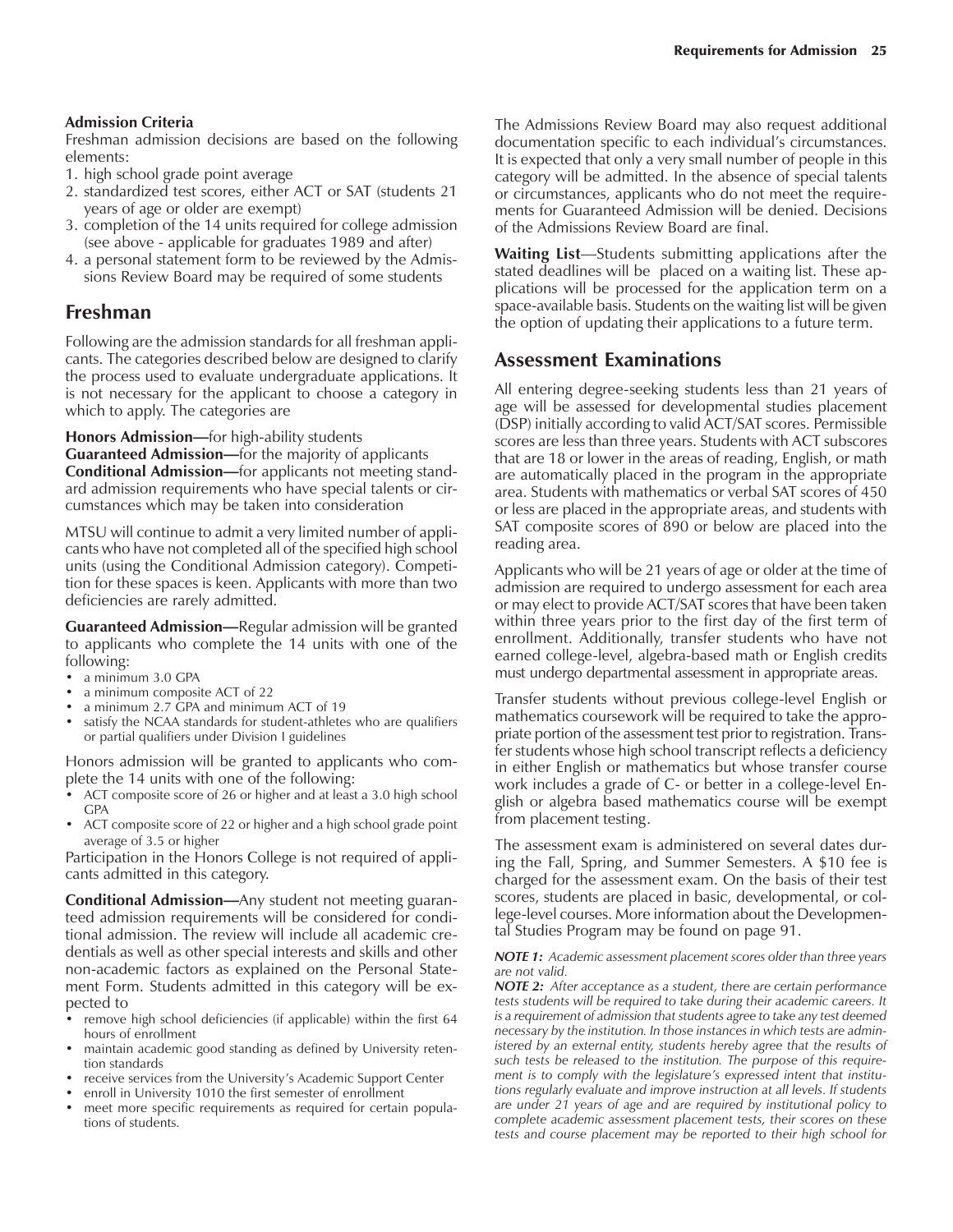**Admission Criteria**

Freshman admission decisions are based on the following elements:

1. high school grade point average
2. standardized test scores, either ACT or SAT (students 21 years of age or older are exempt)
3. completion of the 14 units required for college admission (see above - applicable for graduates 1989 and after)
4. a personal statement form to be reviewed by the Admissions Review Board may be required of some students

## Freshman

Following are the admission standards for all freshman applicants. The categories described below are designed to clarify the process used to evaluate undergraduate applications. It is not necessary for the applicant to choose a category in which to apply. The categories are

**Honors Admission—**for high-ability students
**Guaranteed Admission—**for the majority of applicants
**Conditional Admission—**for applicants not meeting standard admission requirements who have special talents or circumstances which may be taken into consideration

MTSU will continue to admit a very limited number of applicants who have not completed all of the specified high school units (using the Conditional Admission category). Competition for these spaces is keen. Applicants with more than two deficiencies are rarely admitted.

**Guaranteed Admission—**Regular admission will be granted to applicants who complete the 14 units with one of the following:

- a minimum 3.0 GPA
- a minimum composite ACT of 22
- a minimum 2.7 GPA and minimum ACT of 19
- satisfy the NCAA standards for student-athletes who are qualifiers or partial qualifiers under Division I guidelines

Honors admission will be granted to applicants who complete the 14 units with one of the following:

- ACT composite score of 26 or higher and at least a 3.0 high school GPA
- ACT composite score of 22 or higher and a high school grade point average of 3.5 or higher

Participation in the Honors College is not required of applicants admitted in this category.

**Conditional Admission—**Any student not meeting guaranteed admission requirements will be considered for conditional admission. The review will include all academic credentials as well as other special interests and skills and other non-academic factors as explained on the Personal Statement Form. Students admitted in this category will be expected to

- remove high school deficiencies (if applicable) within the first 64 hours of enrollment
- maintain academic good standing as defined by University retention standards
- receive services from the University's Academic Support Center
- enroll in University 1010 the first semester of enrollment
- meet more specific requirements as required for certain populations of students.

The Admissions Review Board may also request additional documentation specific to each individual's circumstances. It is expected that only a very small number of people in this category will be admitted. In the absence of special talents or circumstances, applicants who do not meet the requirements for Guaranteed Admission will be denied. Decisions of the Admissions Review Board are final.

**Waiting List**—Students submitting applications after the stated deadlines will be placed on a waiting list. These applications will be processed for the application term on a space-available basis. Students on the waiting list will be given the option of updating their applications to a future term.

## Assessment Examinations

All entering degree-seeking students less than 21 years of age will be assessed for developmental studies placement (DSP) initially according to valid ACT/SAT scores. Permissible scores are less than three years. Students with ACT subscores that are 18 or lower in the areas of reading, English, or math are automatically placed in the program in the appropriate area. Students with mathematics or verbal SAT scores of 450 or less are placed in the appropriate areas, and students with SAT composite scores of 890 or below are placed into the reading area.

Applicants who will be 21 years of age or older at the time of admission are required to undergo assessment for each area or may elect to provide ACT/SAT scores that have been taken within three years prior to the first day of the first term of enrollment. Additionally, transfer students who have not earned college-level, algebra-based math or English credits must undergo departmental assessment in appropriate areas.

Transfer students without previous college-level English or mathematics coursework will be required to take the appropriate portion of the assessment test prior to registration. Transfer students whose high school transcript reflects a deficiency in either English or mathematics but whose transfer course work includes a grade of C- or better in a college-level English or algebra based mathematics course will be exempt from placement testing.

The assessment exam is administered on several dates during the Fall, Spring, and Summer Semesters. A $10 fee is charged for the assessment exam. On the basis of their test scores, students are placed in basic, developmental, or college-level courses. More information about the Developmental Studies Program may be found on page 91.

***NOTE 1:*** *Academic assessment placement scores older than three years are not valid.*

***NOTE 2:*** *After acceptance as a student, there are certain performance tests students will be required to take during their academic careers. It is a requirement of admission that students agree to take any test deemed necessary by the institution. In those instances in which tests are administered by an external entity, students hereby agree that the results of such tests be released to the institution. The purpose of this requirement is to comply with the legislature's expressed intent that institutions regularly evaluate and improve instruction at all levels. If students are under 21 years of age and are required by institutional policy to complete academic assessment placement tests, their scores on these tests and course placement may be reported to their high school for*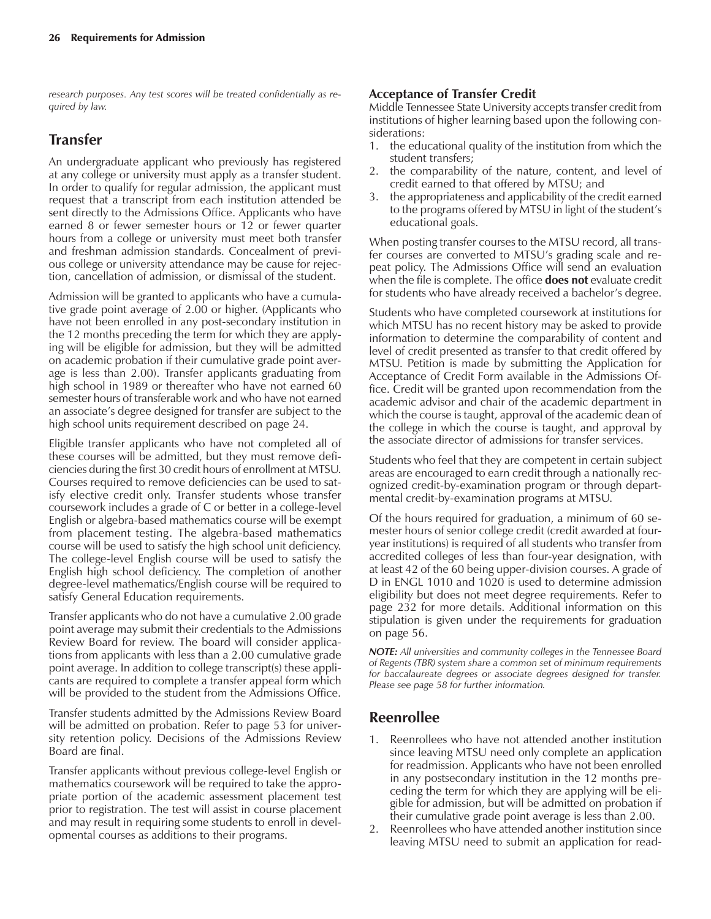*research purposes. Any test scores will be treated confidentially as required by law.*

## Transfer

An undergraduate applicant who previously has registered at any college or university must apply as a transfer student. In order to qualify for regular admission, the applicant must request that a transcript from each institution attended be sent directly to the Admissions Office. Applicants who have earned 8 or fewer semester hours or 12 or fewer quarter hours from a college or university must meet both transfer and freshman admission standards. Concealment of previous college or university attendance may be cause for rejection, cancellation of admission, or dismissal of the student.

Admission will be granted to applicants who have a cumulative grade point average of 2.00 or higher. (Applicants who have not been enrolled in any post-secondary institution in the 12 months preceding the term for which they are applying will be eligible for admission, but they will be admitted on academic probation if their cumulative grade point average is less than 2.00). Transfer applicants graduating from high school in 1989 or thereafter who have not earned 60 semester hours of transferable work and who have not earned an associate's degree designed for transfer are subject to the high school units requirement described on page 24.

Eligible transfer applicants who have not completed all of these courses will be admitted, but they must remove deficiencies during the first 30 credit hours of enrollment at MTSU. Courses required to remove deficiencies can be used to satisfy elective credit only. Transfer students whose transfer coursework includes a grade of C or better in a college-level English or algebra-based mathematics course will be exempt from placement testing. The algebra-based mathematics course will be used to satisfy the high school unit deficiency. The college-level English course will be used to satisfy the English high school deficiency. The completion of another degree-level mathematics/English course will be required to satisfy General Education requirements.

Transfer applicants who do not have a cumulative 2.00 grade point average may submit their credentials to the Admissions Review Board for review. The board will consider applications from applicants with less than a 2.00 cumulative grade point average. In addition to college transcript(s) these applicants are required to complete a transfer appeal form which will be provided to the student from the Admissions Office.

Transfer students admitted by the Admissions Review Board will be admitted on probation. Refer to page 53 for university retention policy. Decisions of the Admissions Review Board are final.

Transfer applicants without previous college-level English or mathematics coursework will be required to take the appropriate portion of the academic assessment placement test prior to registration. The test will assist in course placement and may result in requiring some students to enroll in developmental courses as additions to their programs.

### Acceptance of Transfer Credit

Middle Tennessee State University accepts transfer credit from institutions of higher learning based upon the following considerations:

1. the educational quality of the institution from which the student transfers;
2. the comparability of the nature, content, and level of credit earned to that offered by MTSU; and
3. the appropriateness and applicability of the credit earned to the programs offered by MTSU in light of the student's educational goals.

When posting transfer courses to the MTSU record, all transfer courses are converted to MTSU's grading scale and repeat policy. The Admissions Office will send an evaluation when the file is complete. The office **does not** evaluate credit for students who have already received a bachelor's degree.

Students who have completed coursework at institutions for which MTSU has no recent history may be asked to provide information to determine the comparability of content and level of credit presented as transfer to that credit offered by MTSU. Petition is made by submitting the Application for Acceptance of Credit Form available in the Admissions Office. Credit will be granted upon recommendation from the academic advisor and chair of the academic department in which the course is taught, approval of the academic dean of the college in which the course is taught, and approval by the associate director of admissions for transfer services.

Students who feel that they are competent in certain subject areas are encouraged to earn credit through a nationally recognized credit-by-examination program or through departmental credit-by-examination programs at MTSU.

Of the hours required for graduation, a minimum of 60 semester hours of senior college credit (credit awarded at four-year institutions) is required of all students who transfer from accredited colleges of less than four-year designation, with at least 42 of the 60 being upper-division courses. A grade of D in ENGL 1010 and 1020 is used to determine admission eligibility but does not meet degree requirements. Refer to page 232 for more details. Additional information on this stipulation is given under the requirements for graduation on page 56.

***NOTE:*** *All universities and community colleges in the Tennessee Board of Regents (TBR) system share a common set of minimum requirements for baccalaureate degrees or associate degrees designed for transfer. Please see page 58 for further information.*

## Reenrollee

1. Reenrollees who have not attended another institution since leaving MTSU need only complete an application for readmission. Applicants who have not been enrolled in any postsecondary institution in the 12 months preceding the term for which they are applying will be eligible for admission, but will be admitted on probation if their cumulative grade point average is less than 2.00.
2. Reenrollees who have attended another institution since leaving MTSU need to submit an application for read-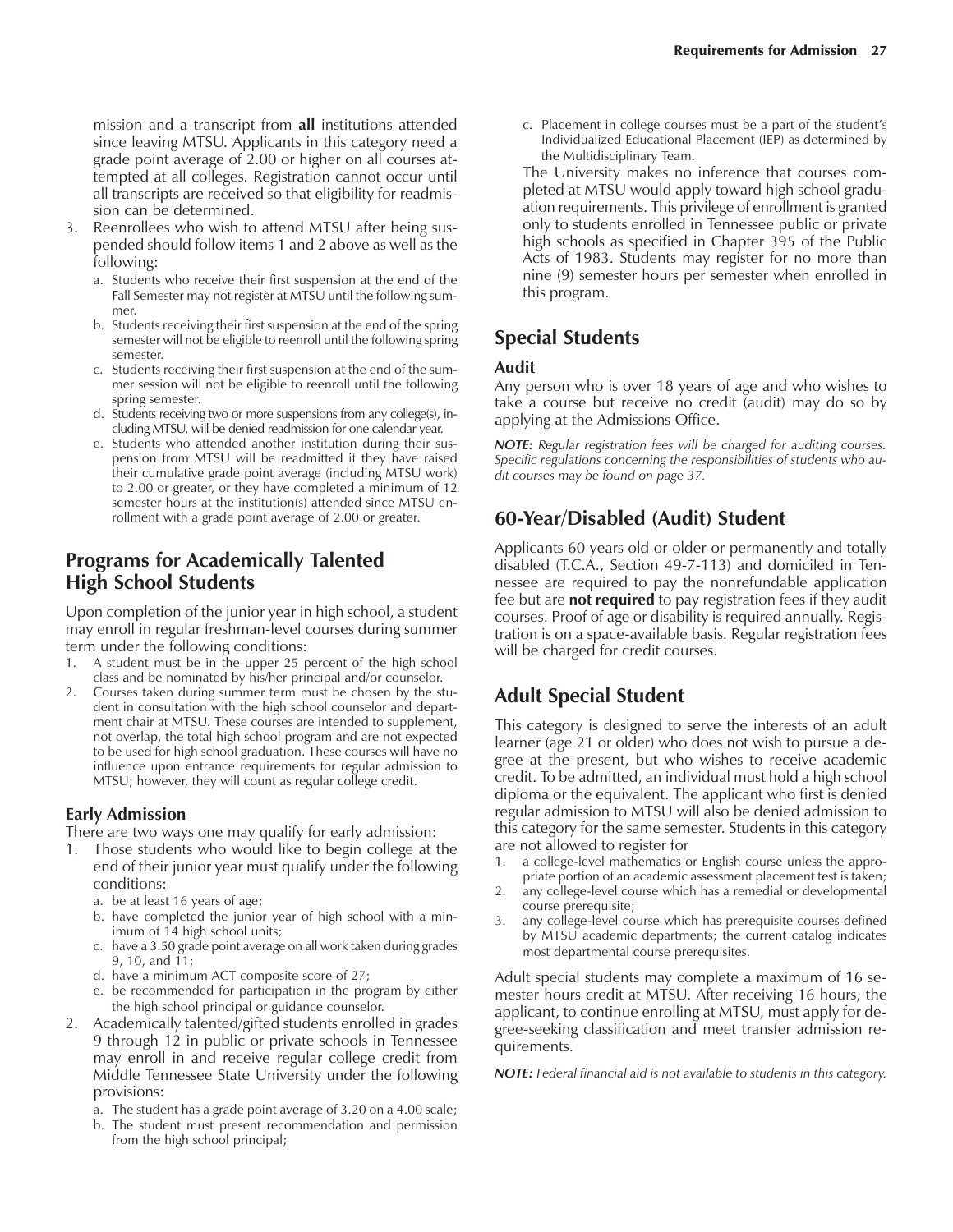mission and a transcript from **all** institutions attended since leaving MTSU. Applicants in this category need a grade point average of 2.00 or higher on all courses attempted at all colleges. Registration cannot occur until all transcripts are received so that eligibility for readmission can be determined.

3. Reenrollees who wish to attend MTSU after being suspended should follow items 1 and 2 above as well as the following:
   a. Students who receive their first suspension at the end of the Fall Semester may not register at MTSU until the following summer.
   b. Students receiving their first suspension at the end of the spring semester will not be eligible to reenroll until the following spring semester.
   c. Students receiving their first suspension at the end of the summer session will not be eligible to reenroll until the following spring semester.
   d. Students receiving two or more suspensions from any college(s), including MTSU, will be denied readmission for one calendar year.
   e. Students who attended another institution during their suspension from MTSU will be readmitted if they have raised their cumulative grade point average (including MTSU work) to 2.00 or greater, or they have completed a minimum of 12 semester hours at the institution(s) attended since MTSU enrollment with a grade point average of 2.00 or greater.

## Programs for Academically Talented High School Students

Upon completion of the junior year in high school, a student may enroll in regular freshman-level courses during summer term under the following conditions:

1. A student must be in the upper 25 percent of the high school class and be nominated by his/her principal and/or counselor.
2. Courses taken during summer term must be chosen by the student in consultation with the high school counselor and department chair at MTSU. These courses are intended to supplement, not overlap, the total high school program and are not expected to be used for high school graduation. These courses will have no influence upon entrance requirements for regular admission to MTSU; however, they will count as regular college credit.

### Early Admission

There are two ways one may qualify for early admission:

1. Those students who would like to begin college at the end of their junior year must qualify under the following conditions:
   a. be at least 16 years of age;
   b. have completed the junior year of high school with a minimum of 14 high school units;
   c. have a 3.50 grade point average on all work taken during grades 9, 10, and 11;
   d. have a minimum ACT composite score of 27;
   e. be recommended for participation in the program by either the high school principal or guidance counselor.
2. Academically talented/gifted students enrolled in grades 9 through 12 in public or private schools in Tennessee may enroll in and receive regular college credit from Middle Tennessee State University under the following provisions:
   a. The student has a grade point average of 3.20 on a 4.00 scale;
   b. The student must present recommendation and permission from the high school principal;
   c. Placement in college courses must be a part of the student's Individualized Educational Placement (IEP) as determined by the Multidisciplinary Team.

   The University makes no inference that courses completed at MTSU would apply toward high school graduation requirements. This privilege of enrollment is granted only to students enrolled in Tennessee public or private high schools as specified in Chapter 395 of the Public Acts of 1983. Students may register for no more than nine (9) semester hours per semester when enrolled in this program.

## Special Students

### Audit

Any person who is over 18 years of age and who wishes to take a course but receive no credit (audit) may do so by applying at the Admissions Office.

***NOTE:*** *Regular registration fees will be charged for auditing courses. Specific regulations concerning the responsibilities of students who audit courses may be found on page 37.*

## 60-Year/Disabled (Audit) Student

Applicants 60 years old or older or permanently and totally disabled (T.C.A., Section 49-7-113) and domiciled in Tennessee are required to pay the nonrefundable application fee but are **not required** to pay registration fees if they audit courses. Proof of age or disability is required annually. Registration is on a space-available basis. Regular registration fees will be charged for credit courses.

## Adult Special Student

This category is designed to serve the interests of an adult learner (age 21 or older) who does not wish to pursue a degree at the present, but who wishes to receive academic credit. To be admitted, an individual must hold a high school diploma or the equivalent. The applicant who first is denied regular admission to MTSU will also be denied admission to this category for the same semester. Students in this category are not allowed to register for

1. a college-level mathematics or English course unless the appropriate portion of an academic assessment placement test is taken;
2. any college-level course which has a remedial or developmental course prerequisite;
3. any college-level course which has prerequisite courses defined by MTSU academic departments; the current catalog indicates most departmental course prerequisites.

Adult special students may complete a maximum of 16 semester hours credit at MTSU. After receiving 16 hours, the applicant, to continue enrolling at MTSU, must apply for degree-seeking classification and meet transfer admission requirements.

***NOTE:*** *Federal financial aid is not available to students in this category.*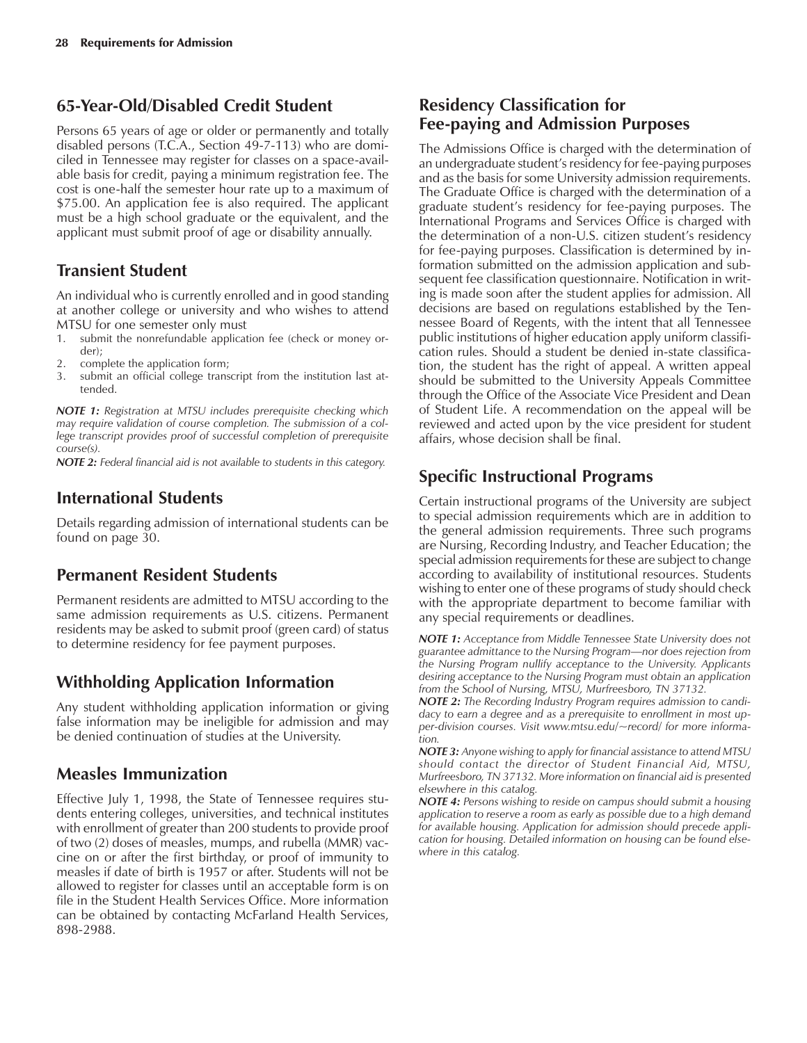## 65-Year-Old/Disabled Credit Student

Persons 65 years of age or older or permanently and totally disabled persons (T.C.A., Section 49-7-113) who are domiciled in Tennessee may register for classes on a space-available basis for credit, paying a minimum registration fee. The cost is one-half the semester hour rate up to a maximum of $75.00. An application fee is also required. The applicant must be a high school graduate or the equivalent, and the applicant must submit proof of age or disability annually.

## Transient Student

An individual who is currently enrolled and in good standing at another college or university and who wishes to attend MTSU for one semester only must

1. submit the nonrefundable application fee (check or money order);
2. complete the application form;
3. submit an official college transcript from the institution last attended.

***NOTE 1:*** *Registration at MTSU includes prerequisite checking which may require validation of course completion. The submission of a college transcript provides proof of successful completion of prerequisite course(s).*

***NOTE 2:*** *Federal financial aid is not available to students in this category.*

## International Students

Details regarding admission of international students can be found on page 30.

## Permanent Resident Students

Permanent residents are admitted to MTSU according to the same admission requirements as U.S. citizens. Permanent residents may be asked to submit proof (green card) of status to determine residency for fee payment purposes.

## Withholding Application Information

Any student withholding application information or giving false information may be ineligible for admission and may be denied continuation of studies at the University.

## Measles Immunization

Effective July 1, 1998, the State of Tennessee requires students entering colleges, universities, and technical institutes with enrollment of greater than 200 students to provide proof of two (2) doses of measles, mumps, and rubella (MMR) vaccine on or after the first birthday, or proof of immunity to measles if date of birth is 1957 or after. Students will not be allowed to register for classes until an acceptable form is on file in the Student Health Services Office. More information can be obtained by contacting McFarland Health Services, 898-2988.

## Residency Classification for Fee-paying and Admission Purposes

The Admissions Office is charged with the determination of an undergraduate student's residency for fee-paying purposes and as the basis for some University admission requirements. The Graduate Office is charged with the determination of a graduate student's residency for fee-paying purposes. The International Programs and Services Office is charged with the determination of a non-U.S. citizen student's residency for fee-paying purposes. Classification is determined by information submitted on the admission application and subsequent fee classification questionnaire. Notification in writing is made soon after the student applies for admission. All decisions are based on regulations established by the Tennessee Board of Regents, with the intent that all Tennessee public institutions of higher education apply uniform classification rules. Should a student be denied in-state classification, the student has the right of appeal. A written appeal should be submitted to the University Appeals Committee through the Office of the Associate Vice President and Dean of Student Life. A recommendation on the appeal will be reviewed and acted upon by the vice president for student affairs, whose decision shall be final.

## Specific Instructional Programs

Certain instructional programs of the University are subject to special admission requirements which are in addition to the general admission requirements. Three such programs are Nursing, Recording Industry, and Teacher Education; the special admission requirements for these are subject to change according to availability of institutional resources. Students wishing to enter one of these programs of study should check with the appropriate department to become familiar with any special requirements or deadlines.

***NOTE 1:*** *Acceptance from Middle Tennessee State University does not guarantee admittance to the Nursing Program—nor does rejection from the Nursing Program nullify acceptance to the University. Applicants desiring acceptance to the Nursing Program must obtain an application from the School of Nursing, MTSU, Murfreesboro, TN 37132.*

***NOTE 2:*** *The Recording Industry Program requires admission to candidacy to earn a degree and as a prerequisite to enrollment in most upper-division courses. Visit www.mtsu.edu/~record/ for more information.*

***NOTE 3:*** *Anyone wishing to apply for financial assistance to attend MTSU should contact the director of Student Financial Aid, MTSU, Murfreesboro, TN 37132. More information on financial aid is presented elsewhere in this catalog.*

***NOTE 4:*** *Persons wishing to reside on campus should submit a housing application to reserve a room as early as possible due to a high demand for available housing. Application for admission should precede application for housing. Detailed information on housing can be found elsewhere in this catalog.*